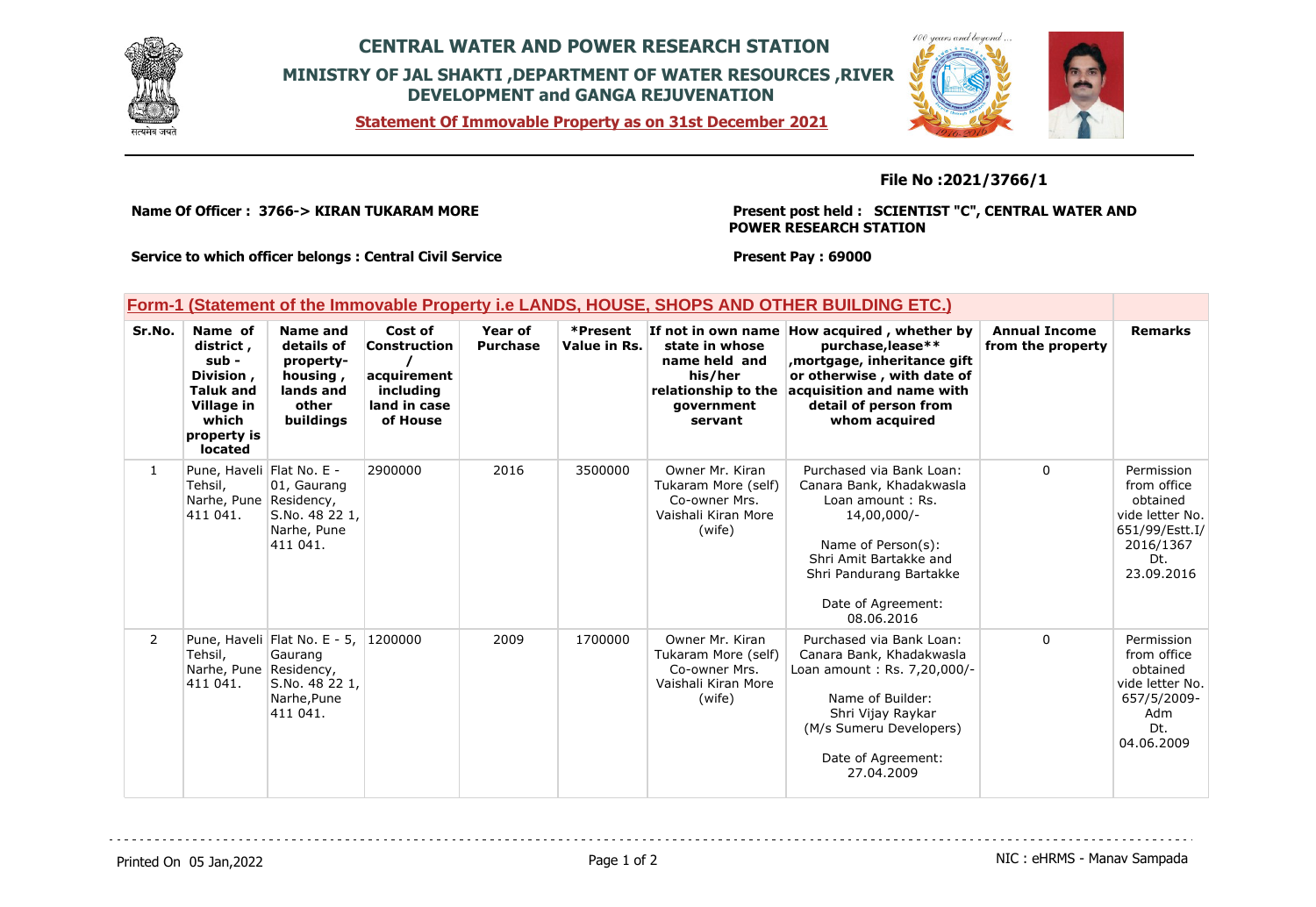# CENTRAL WATER AND POWER RESEARCH STATION

## MINISTRY OF JAL SHAKTI ,DEPARTMENT OF WATER RESOURCES ,RIVER DEVELOPMENT and GANGA REJUVENATION

**Statement Of Immovable Property as on 31st December 2021**

**File No :2021/3766/1**

**Name Of Officer : 3766-> KIRAN TUKARAM MORE**

**Present post held : SCIENTIST "C", CENTRAL WATER AND POWER RESEARCH STATION**

**Service to which officer belongs : Central Civil Service**

**Present Pay : 69000**

## Form-1 (Statement of the Immovable Property i.e LANDS, HOUSE, SHOPS AND OTHER BUILDING ETC.)

| Sr.No. | Name of district , sub - Division , Taluk and Village in which property is located | Name and details of property- housing , lands and other buildings | Cost of Construction / acquirement including land in case of House | Year of Purchase | *Present Value in Rs. | If not in own name state in whose name held and his/her relationship to the government servant | How acquired , whether by purchase,lease** ,mortgage, inheritance gift or otherwise , with date of acquisition and name with detail of person from whom acquired | Annual Income from the property | Remarks |
|---|---|---|---|---|---|---|---|---|---|
| 1 | Pune, Haveli Tehsil, Narhe, Pune 411 041. | Flat No. E - 01, Gaurang Residency, S.No. 48 22 1, Narhe, Pune 411 041. | 2900000 | 2016 | 3500000 | Owner Mr. Kiran Tukaram More (self) Co-owner Mrs. Vaishali Kiran More (wife) | Purchased via Bank Loan: Canara Bank, Khadakwasla Loan amount : Rs. 14,00,000/- Name of Person(s): Shri Amit Bartakke and Shri Pandurang Bartakke Date of Agreement: 08.06.2016 | 0 | Permission from office obtained vide letter No. 651/99/Estt.I/ 2016/1367 Dt. 23.09.2016 |
| 2 | Pune, Haveli Tehsil, Narhe, Pune 411 041. | Flat No. E - 5, Gaurang Residency, S.No. 48 22 1, Narhe,Pune 411 041. | 1200000 | 2009 | 1700000 | Owner Mr. Kiran Tukaram More (self) Co-owner Mrs. Vaishali Kiran More (wife) | Purchased via Bank Loan: Canara Bank, Khadakwasla Loan amount : Rs. 7,20,000/- Name of Builder: Shri Vijay Raykar (M/s Sumeru Developers) Date of Agreement: 27.04.2009 | 0 | Permission from office obtained vide letter No. 657/5/2009- Adm Dt. 04.06.2009 |

Printed On 05 Jan,2022

NIC : eHRMS - Manav Sampada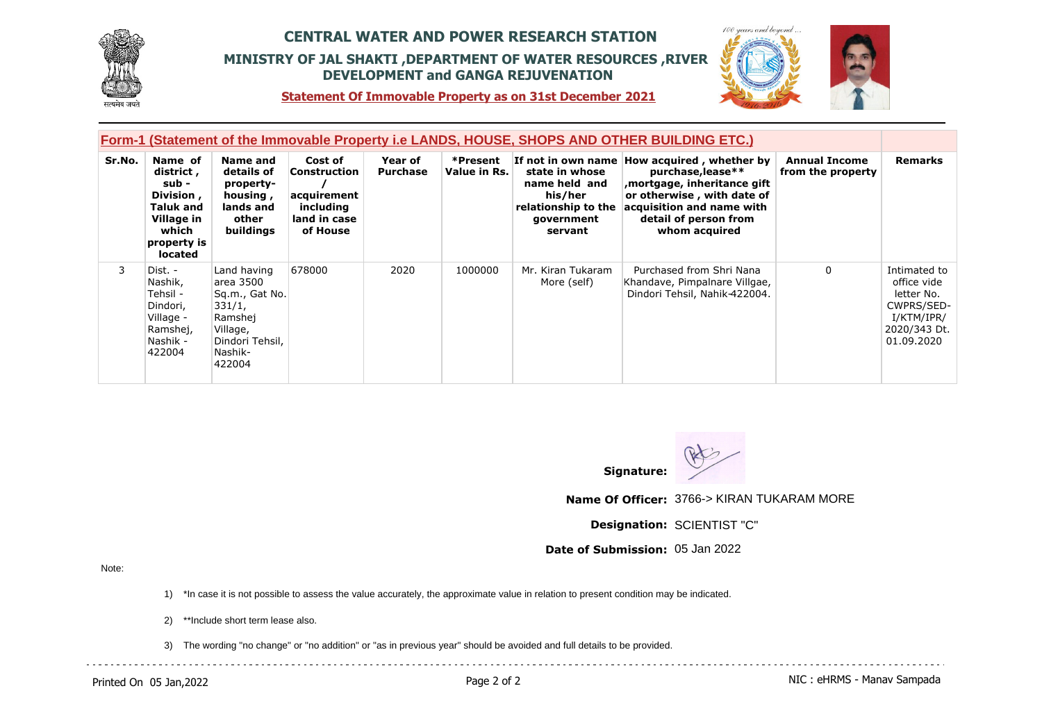# CENTRAL WATER AND POWER RESEARCH STATION

## MINISTRY OF JAL SHAKTI ,DEPARTMENT OF WATER RESOURCES ,RIVER DEVELOPMENT and GANGA REJUVENATION

**Statement Of Immovable Property as on 31st December 2021**

### Form-1 (Statement of the Immovable Property i.e LANDS, HOUSE, SHOPS AND OTHER BUILDING ETC.)

| Sr.No. | Name of district , sub - Division , Taluk and Village in which property is located | Name and details of property- housing , lands and other buildings | Cost of Construction / acquirement including land in case of House | Year of Purchase | *Present Value in Rs. | If not in own name state in whose name held and his/her relationship to the government servant | How acquired , whether by purchase,lease** ,mortgage, inheritance gift or otherwise , with date of acquisition and name with detail of person from whom acquired | Annual Income from the property | Remarks |
|---|---|---|---|---|---|---|---|---|---|
| 3 | Dist. - Nashik, Tehsil - Dindori, Village - Ramshej, Nashik - 422004 | Land having area 3500 Sq.m., Gat No. 331/1, Ramshej Village, Dindori Tehsil, Nashik- 422004 | 678000 | 2020 | 1000000 | Mr. Kiran Tukaram More (self) | Purchased from Shri Nana Khandave, Pimpalnare Villgae, Dindori Tehsil, Nahik-422004. | 0 | Intimated to office vide letter No. CWPRS/SED-I/KTM/IPR/ 2020/343 Dt. 01.09.2020 |

**Signature:**

**Name Of Officer:** 3766-> KIRAN TUKARAM MORE

**Designation:** SCIENTIST "C"

**Date of Submission:** 05 Jan 2022

Note:

1) *In case it is not possible to assess the value accurately, the approximate value in relation to present condition may be indicated.

2) **Include short term lease also.

3) The wording "no change" or "no addition" or "as in previous year" should be avoided and full details to be provided.

Printed On 05 Jan,2022

NIC : eHRMS - Manav Sampada